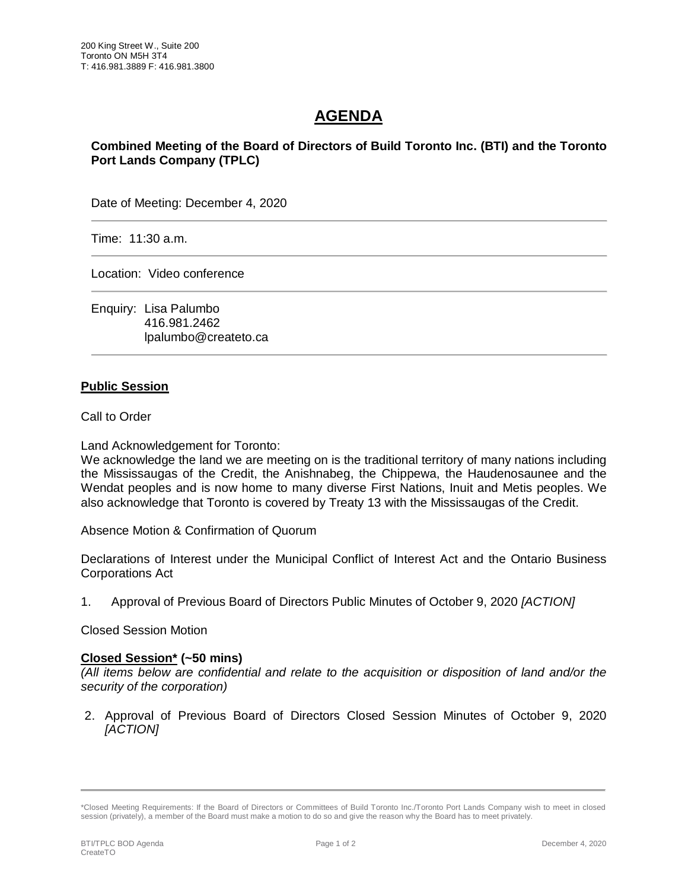200 King Street W., Suite 200
Toronto ON M5H 3T4
T: 416.981.3889 F: 416.981.3800

# AGENDA

**Combined Meeting of the Board of Directors of Build Toronto Inc. (BTI) and the Toronto Port Lands Company (TPLC)**

Date of Meeting: December 4, 2020

Time: 11:30 a.m.

Location: Video conference

Enquiry: Lisa Palumbo
416.981.2462
lpalumbo@createto.ca

## Public Session

Call to Order

Land Acknowledgement for Toronto:
We acknowledge the land we are meeting on is the traditional territory of many nations including the Mississaugas of the Credit, the Anishnabeg, the Chippewa, the Haudenosaunee and the Wendat peoples and is now home to many diverse First Nations, Inuit and Metis peoples. We also acknowledge that Toronto is covered by Treaty 13 with the Mississaugas of the Credit.

Absence Motion & Confirmation of Quorum

Declarations of Interest under the Municipal Conflict of Interest Act and the Ontario Business Corporations Act

1. Approval of Previous Board of Directors Public Minutes of October 9, 2020 *[ACTION]*

Closed Session Motion

## Closed Session* (~50 mins)

*(All items below are confidential and relate to the acquisition or disposition of land and/or the security of the corporation)*

2. Approval of Previous Board of Directors Closed Session Minutes of October 9, 2020 *[ACTION]*

---

*Closed Meeting Requirements: If the Board of Directors or Committees of Build Toronto Inc./Toronto Port Lands Company wish to meet in closed session (privately), a member of the Board must make a motion to do so and give the reason why the Board has to meet privately.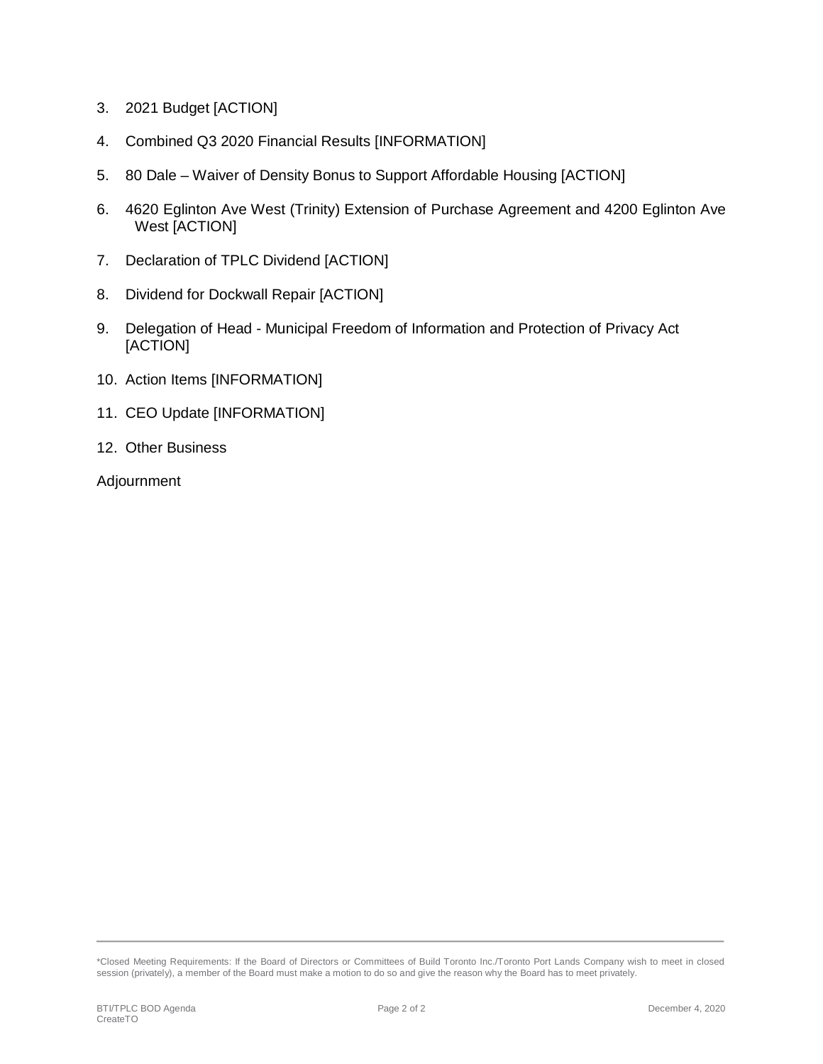3. 2021 Budget [ACTION]
4. Combined Q3 2020 Financial Results [INFORMATION]
5. 80 Dale – Waiver of Density Bonus to Support Affordable Housing [ACTION]
6. 4620 Eglinton Ave West (Trinity) Extension of Purchase Agreement and 4200 Eglinton Ave West [ACTION]
7. Declaration of TPLC Dividend [ACTION]
8. Dividend for Dockwall Repair [ACTION]
9. Delegation of Head - Municipal Freedom of Information and Protection of Privacy Act [ACTION]
10. Action Items [INFORMATION]
11. CEO Update [INFORMATION]
12. Other Business

Adjournment

---

*Closed Meeting Requirements: If the Board of Directors or Committees of Build Toronto Inc./Toronto Port Lands Company wish to meet in closed session (privately), a member of the Board must make a motion to do so and give the reason why the Board has to meet privately.